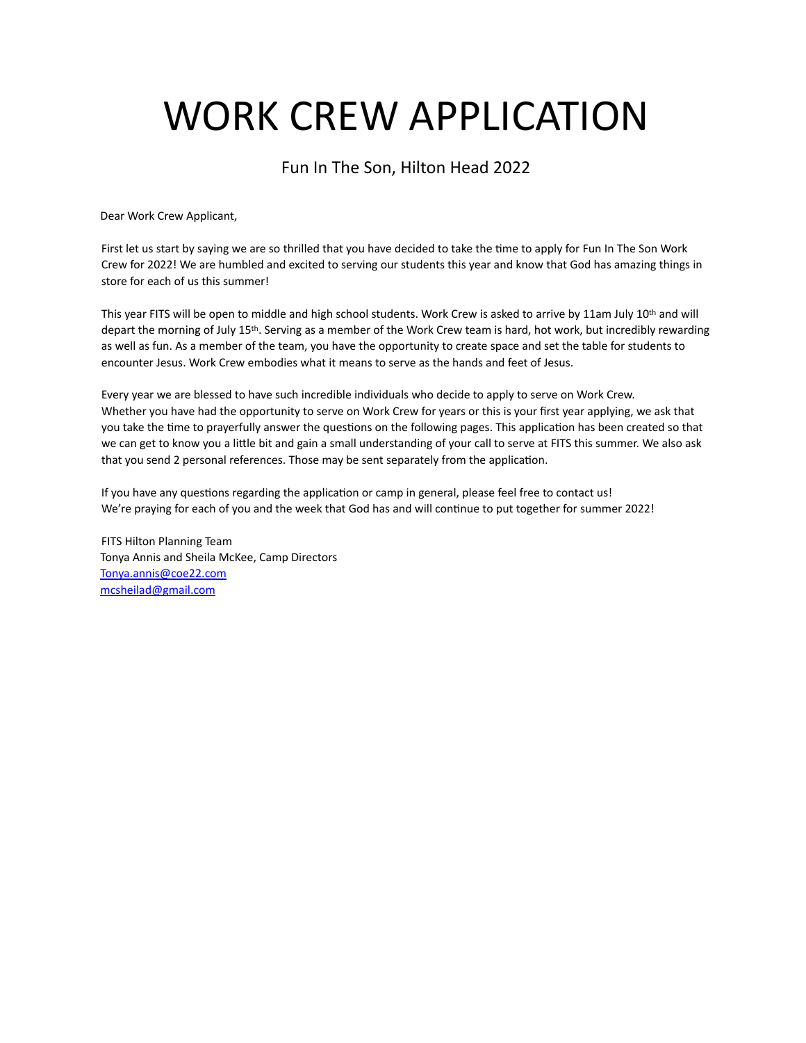# WORK CREW APPLICATION

## Fun In The Son, Hilton Head 2022

Dear Work Crew Applicant,

First let us start by saying we are so thrilled that you have decided to take the time to apply for Fun In The Son Work Crew for 2022! We are humbled and excited to serving our students this year and know that God has amazing things in store for each of us this summer!

This year FITS will be open to middle and high school students. Work Crew is asked to arrive by 11am July 10th and will depart the morning of July 15th. Serving as a member of the Work Crew team is hard, hot work, but incredibly rewarding as well as fun. As a member of the team, you have the opportunity to create space and set the table for students to encounter Jesus. Work Crew embodies what it means to serve as the hands and feet of Jesus.

Every year we are blessed to have such incredible individuals who decide to apply to serve on Work Crew. Whether you have had the opportunity to serve on Work Crew for years or this is your first year applying, we ask that you take the time to prayerfully answer the questions on the following pages. This application has been created so that we can get to know you a little bit and gain a small understanding of your call to serve at FITS this summer. We also ask that you send 2 personal references. Those may be sent separately from the application.

If you have any questions regarding the application or camp in general, please feel free to contact us!
We're praying for each of you and the week that God has and will continue to put together for summer 2022!

FITS Hilton Planning Team
Tonya Annis and Sheila McKee, Camp Directors
Tonya.annis@coe22.com
mcsheilad@gmail.com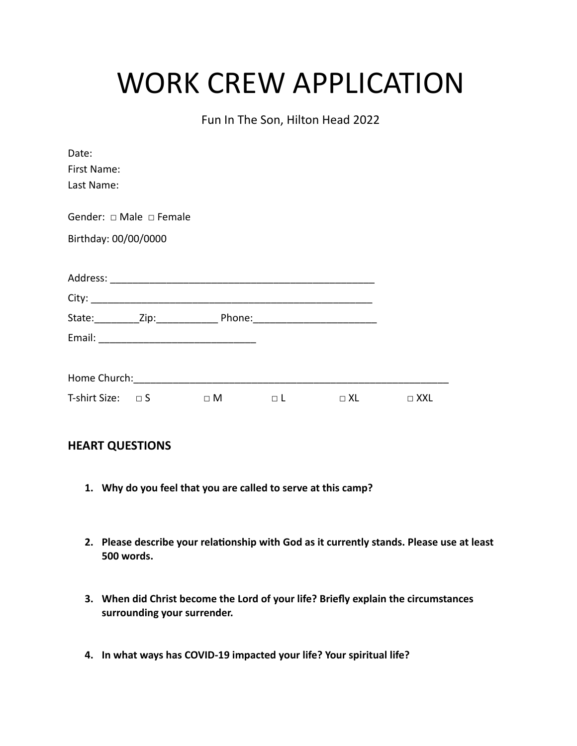# WORK CREW APPLICATION

Fun In The Son, Hilton Head 2022

Date:
First Name:
Last Name:

Gender: □ Male □ Female

Birthday: 00/00/0000

Address: ________________________________________________

City: ___________________________________________________

State:________Zip:___________ Phone:______________________

Email: ____________________________

Home Church:_________________________________________________________

T-shirt Size: □ S □ M □ L □ XL □ XXL

**HEART QUESTIONS**

1. **Why do you feel that you are called to serve at this camp?**

2. **Please describe your relationship with God as it currently stands. Please use at least 500 words.**

3. **When did Christ become the Lord of your life? Briefly explain the circumstances surrounding your surrender.**

4. **In what ways has COVID-19 impacted your life? Your spiritual life?**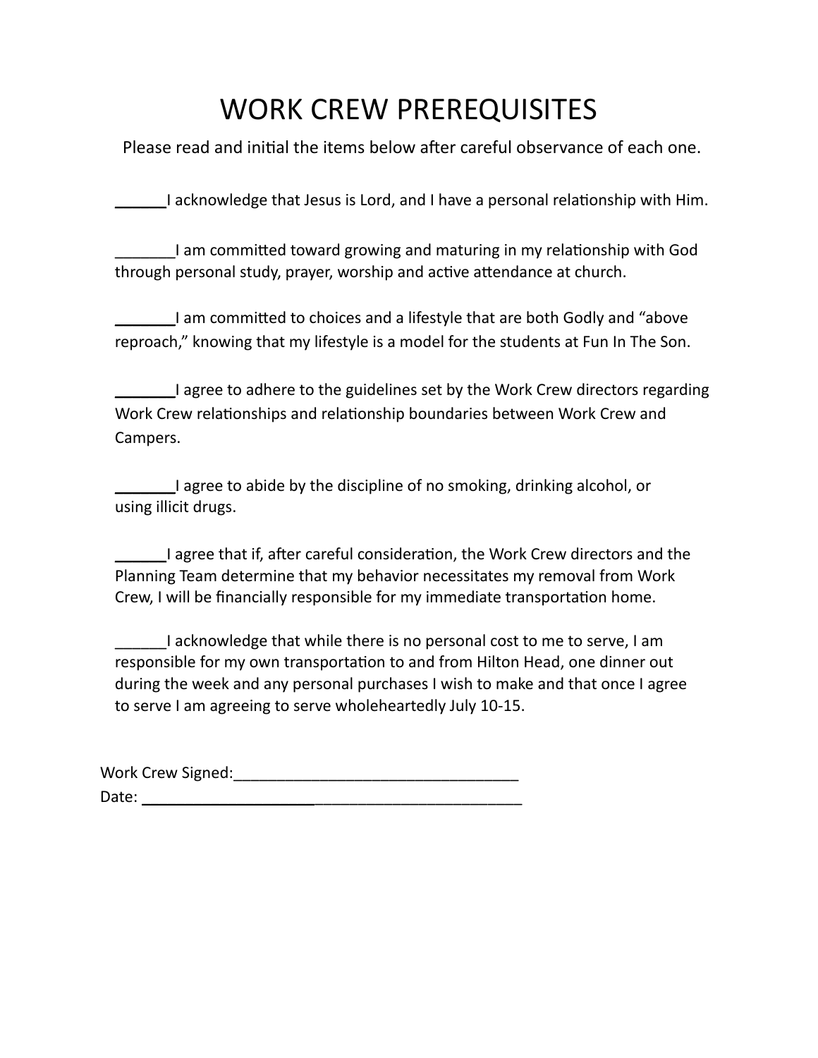# WORK CREW PREREQUISITES

Please read and initial the items below after careful observance of each one.

______I acknowledge that Jesus is Lord, and I have a personal relationship with Him.

_______I am committed toward growing and maturing in my relationship with God through personal study, prayer, worship and active attendance at church.

_______I am committed to choices and a lifestyle that are both Godly and "above reproach," knowing that my lifestyle is a model for the students at Fun In The Son.

_______I agree to adhere to the guidelines set by the Work Crew directors regarding Work Crew relationships and relationship boundaries between Work Crew and Campers.

_______I agree to abide by the discipline of no smoking, drinking alcohol, or using illicit drugs.

______I agree that if, after careful consideration, the Work Crew directors and the Planning Team determine that my behavior necessitates my removal from Work Crew, I will be financially responsible for my immediate transportation home.

______I acknowledge that while there is no personal cost to me to serve, I am responsible for my own transportation to and from Hilton Head, one dinner out during the week and any personal purchases I wish to make and that once I agree to serve I am agreeing to serve wholeheartedly July 10-15.

Work Crew Signed:_________________________________

Date: _____________________________________________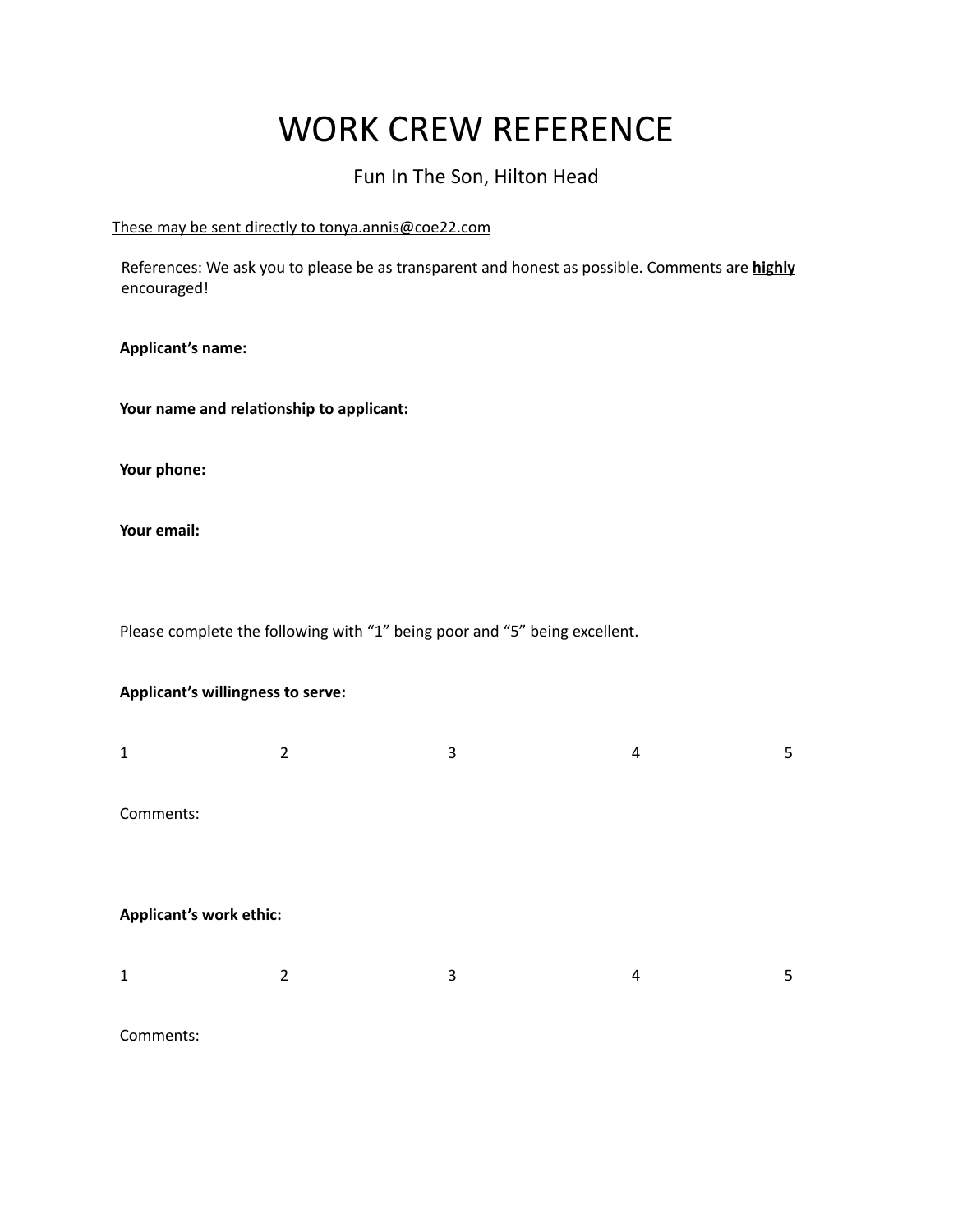# WORK CREW REFERENCE

Fun In The Son, Hilton Head

<u>These may be sent directly to tonya.annis@coe22.com</u>

References: We ask you to please be as transparent and honest as possible. Comments are **<u>highly</u>** encouraged!

**Applicant's name:**

**Your name and relationship to applicant:**

**Your phone:**

**Your email:**

Please complete the following with "1" being poor and "5" being excellent.

**Applicant's willingness to serve:**

1 2 3 4 5

Comments:

**Applicant's work ethic:**

1 2 3 4 5

Comments: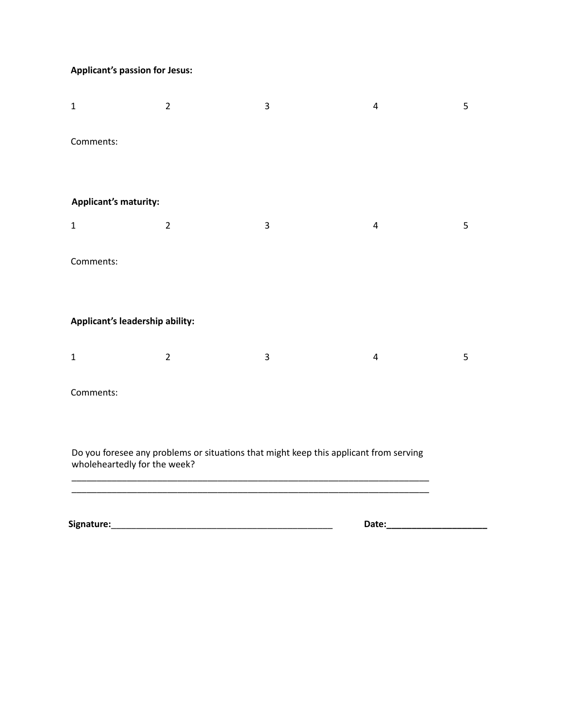**Applicant's passion for Jesus:**

1 2 3 4 5

Comments:

**Applicant's maturity:**

1 2 3 4 5

Comments:

**Applicant's leadership ability:**

1 2 3 4 5

Comments:

Do you foresee any problems or situations that might keep this applicant from serving wholeheartedly for the week?
___________________________________________________________________________
___________________________________________________________________________

**Signature:**_____________________________________________ **Date:____________________**